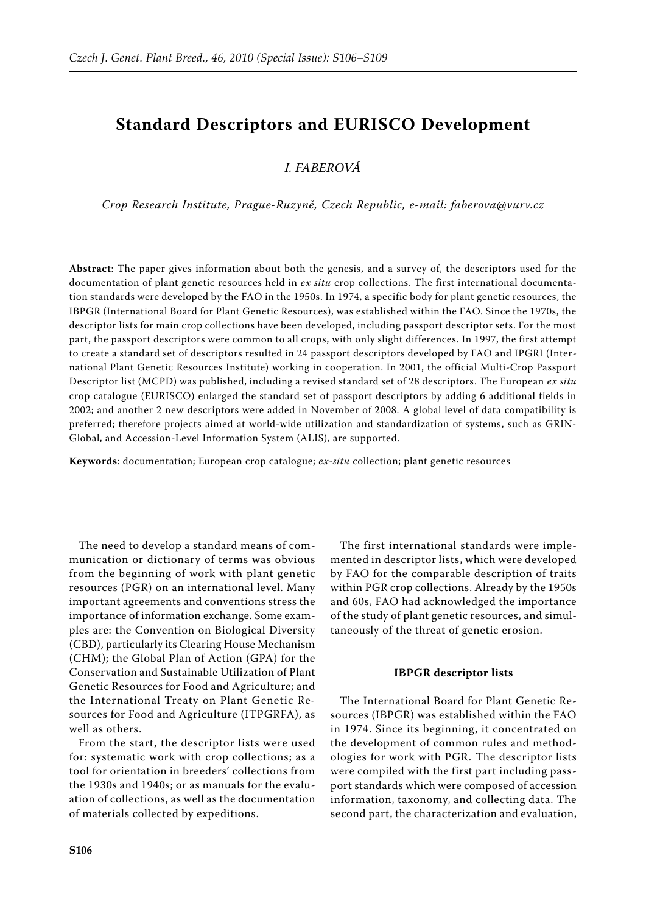# Standard Descriptors and EURISCO Development

*I. FABEROVÁ*

*Crop Research Institute, Prague-Ruzyně, Czech Republic, e-mail: faberova@vurv.cz*

**Abstract**: The paper gives information about both the genesis, and a survey of, the descriptors used for the documentation of plant genetic resources held in *ex situ* crop collections. The first international documentation standards were developed by the FAO in the 1950s. In 1974, a specific body for plant genetic resources, the IBPGR (International Board for Plant Genetic Resources), was established within the FAO. Since the 1970s, the descriptor lists for main crop collections have been developed, including passport descriptor sets. For the most part, the passport descriptors were common to all crops, with only slight differences. In 1997, the first attempt to create a standard set of descriptors resulted in 24 passport descriptors developed by FAO and IPGRI (International Plant Genetic Resources Institute) working in cooperation. In 2001, the official Multi-Crop Passport Descriptor list (MCPD) was published, including a revised standard set of 28 descriptors. The European *ex situ* crop catalogue (EURISCO) enlarged the standard set of passport descriptors by adding 6 additional fields in 2002; and another 2 new descriptors were added in November of 2008. A global level of data compatibility is preferred; therefore projects aimed at world-wide utilization and standardization of systems, such as GRIN-Global, and Accession-Level Information System (ALIS), are supported.

**Keywords**: documentation; European crop catalogue; *ex-situ* collection; plant genetic resources

The need to develop a standard means of communication or dictionary of terms was obvious from the beginning of work with plant genetic resources (PGR) on an international level. Many important agreements and conventions stress the importance of information exchange. Some examples are: the Convention on Biological Diversity (CBD), particularly its Clearing House Mechanism (CHM); the Global Plan of Action (GPA) for the Conservation and Sustainable Utilization of Plant Genetic Resources for Food and Agriculture; and the International Treaty on Plant Genetic Resources for Food and Agriculture (ITPGRFA), as well as others.

From the start, the descriptor lists were used for: systematic work with crop collections; as a tool for orientation in breeders' collections from the 1930s and 1940s; or as manuals for the evaluation of collections, as well as the documentation of materials collected by expeditions.

The first international standards were implemented in descriptor lists, which were developed by FAO for the comparable description of traits within PGR crop collections. Already by the 1950s and 60s, FAO had acknowledged the importance of the study of plant genetic resources, and simultaneously of the threat of genetic erosion.

#### IBPGR descriptor lists

The International Board for Plant Genetic Resources (IBPGR) was established within the FAO in 1974. Since its beginning, it concentrated on the development of common rules and methodologies for work with PGR. The descriptor lists were compiled with the first part including passport standards which were composed of accession information, taxonomy, and collecting data. The second part, the characterization and evaluation,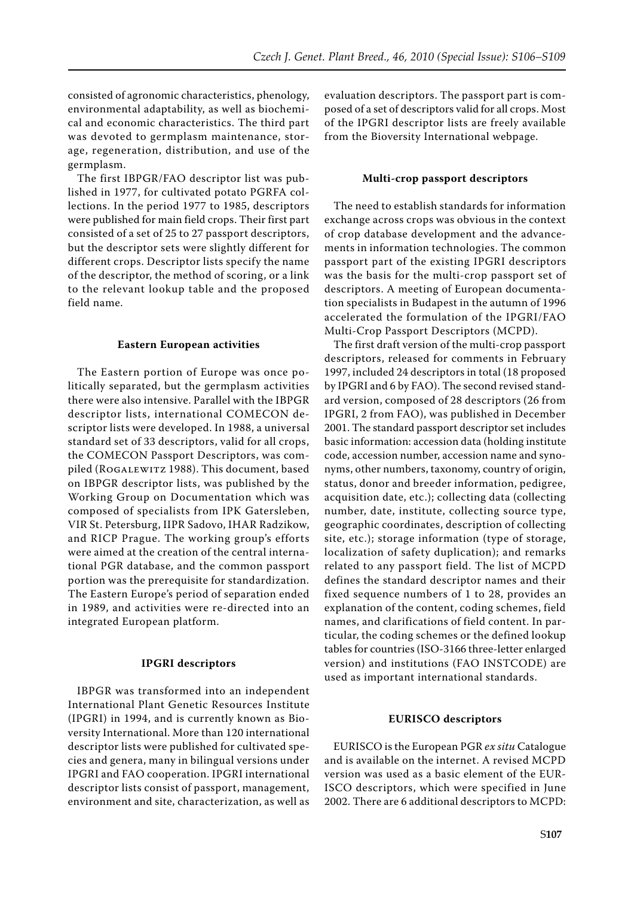consisted of agronomic characteristics, phenology, environmental adaptability, as well as biochemical and economic characteristics. The third part was devoted to germplasm maintenance, storage, regeneration, distribution, and use of the germplasm.

The first IBPGR/FAO descriptor list was published in 1977, for cultivated potato PGRFA collections. In the period 1977 to 1985, descriptors were published for main field crops. Their first part consisted of a set of 25 to 27 passport descriptors, but the descriptor sets were slightly different for different crops. Descriptor lists specify the name of the descriptor, the method of scoring, or a link to the relevant lookup table and the proposed field name.

### Eastern European activities

The Eastern portion of Europe was once politically separated, but the germplasm activities there were also intensive. Parallel with the IBPGR descriptor lists, international COMECON descriptor lists were developed. In 1988, a universal standard set of 33 descriptors, valid for all crops, the COMECON Passport Descriptors, was compiled (Rogalewitz 1988). This document, based on IBPGR descriptor lists, was published by the Working Group on Documentation which was composed of specialists from IPK Gatersleben, VIR St. Petersburg, IIPR Sadovo, IHAR Radzikow, and RICP Prague. The working group's efforts were aimed at the creation of the central international PGR database, and the common passport portion was the prerequisite for standardization. The Eastern Europe's period of separation ended in 1989, and activities were re-directed into an integrated European platform.

### IPGRI descriptors

IBPGR was transformed into an independent International Plant Genetic Resources Institute (IPGRI) in 1994, and is currently known as Bioversity International. More than 120 international descriptor lists were published for cultivated species and genera, many in bilingual versions under IPGRI and FAO cooperation. IPGRI international descriptor lists consist of passport, management, environment and site, characterization, as well as evaluation descriptors. The passport part is composed of a set of descriptors valid for all crops. Most of the IPGRI descriptor lists are freely available from the Bioversity International webpage.

### Multi-crop passport descriptors

The need to establish standards for information exchange across crops was obvious in the context of crop database development and the advancements in information technologies. The common passport part of the existing IPGRI descriptors was the basis for the multi-crop passport set of descriptors. A meeting of European documentation specialists in Budapest in the autumn of 1996 accelerated the formulation of the IPGRI/FAO Multi-Crop Passport Descriptors (MCPD).

The first draft version of the multi-crop passport descriptors, released for comments in February 1997, included 24 descriptors in total (18 proposed by IPGRI and 6 by FAO). The second revised standard version, composed of 28 descriptors (26 from IPGRI, 2 from FAO), was published in December 2001. The standard passport descriptor set includes basic information: accession data (holding institute code, accession number, accession name and synonyms, other numbers, taxonomy, country of origin, status, donor and breeder information, pedigree, acquisition date, etc.); collecting data (collecting number, date, institute, collecting source type, geographic coordinates, description of collecting site, etc.); storage information (type of storage, localization of safety duplication); and remarks related to any passport field. The list of MCPD defines the standard descriptor names and their fixed sequence numbers of 1 to 28, provides an explanation of the content, coding schemes, field names, and clarifications of field content. In particular, the coding schemes or the defined lookup tables for countries (ISO-3166 three-letter enlarged version) and institutions (FAO INSTCODE) are used as important international standards.

### EURISCO descriptors

EURISCO is the European PGR *ex situ* Catalogue and is available on the internet. A revised MCPD version was used as a basic element of the EURISCO descriptors, which were specified in June 2002. There are 6 additional descriptors to MCPD: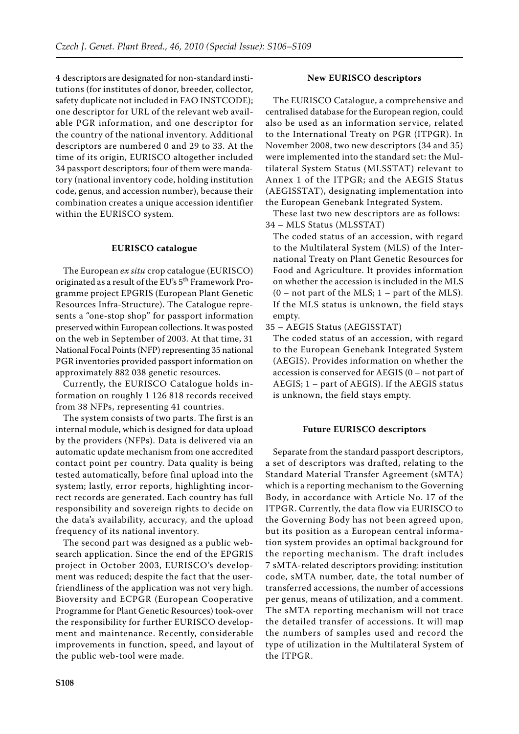4 descriptors are designated for non-standard institutions (for institutes of donor, breeder, collector, safety duplicate not included in FAO INSTCODE); one descriptor for URL of the relevant web available PGR information, and one descriptor for the country of the national inventory. Additional descriptors are numbered 0 and 29 to 33. At the time of its origin, EURISCO altogether included 34 passport descriptors; four of them were mandatory (national inventory code, holding institution code, genus, and accession number), because their combination creates a unique accession identifier within the EURISCO system.

## EURISCO catalogue

The European *ex situ* crop catalogue (EURISCO) originated as a result of the EU's 5th Framework Programme project EPGRIS (European Plant Genetic Resources Infra-Structure). The Catalogue represents a "one-stop shop" for passport information preserved within European collections. It was posted on the web in September of 2003. At that time, 31 National Focal Points (NFP) representing 35 national PGR inventories provided passport information on approximately 882 038 genetic resources.

Currently, the EURISCO Catalogue holds information on roughly 1 126 818 records received from 38 NFPs, representing 41 countries.

The system consists of two parts. The first is an internal module, which is designed for data upload by the providers (NFPs). Data is delivered via an automatic update mechanism from one accredited contact point per country. Data quality is being tested automatically, before final upload into the system; lastly, error reports, highlighting incorrect records are generated. Each country has full responsibility and sovereign rights to decide on the data's availability, accuracy, and the upload frequency of its national inventory.

The second part was designed as a public web-search application. Since the end of the EPGRIS project in October 2003, EURISCO's development was reduced; despite the fact that the user-friendliness of the application was not very high. Bioversity and ECPGR (European Cooperative Programme for Plant Genetic Resources) took-over the responsibility for further EURISCO development and maintenance. Recently, considerable improvements in function, speed, and layout of the public web-tool were made.

## New EURISCO descriptors

The EURISCO Catalogue, a comprehensive and centralised database for the European region, could also be used as an information service, related to the International Treaty on PGR (ITPGR). In November 2008, two new descriptors (34 and 35) were implemented into the standard set: the Multilateral System Status (MLSSTAT) relevant to Annex 1 of the ITPGR; and the AEGIS Status (AEGISSTAT), designating implementation into the European Genebank Integrated System.

These last two new descriptors are as follows:

34 – MLS Status (MLSSTAT)

The coded status of an accession, with regard to the Multilateral System (MLS) of the International Treaty on Plant Genetic Resources for Food and Agriculture. It provides information on whether the accession is included in the MLS (0 – not part of the MLS; 1 – part of the MLS). If the MLS status is unknown, the field stays empty.

35 – AEGIS Status (AEGISSTAT)

The coded status of an accession, with regard to the European Genebank Integrated System (AEGIS). Provides information on whether the accession is conserved for AEGIS (0 – not part of AEGIS; 1 – part of AEGIS). If the AEGIS status is unknown, the field stays empty.

## Future EURISCO descriptors

Separate from the standard passport descriptors, a set of descriptors was drafted, relating to the Standard Material Transfer Agreement (sMTA) which is a reporting mechanism to the Governing Body, in accordance with Article No. 17 of the ITPGR. Currently, the data flow via EURISCO to the Governing Body has not been agreed upon, but its position as a European central information system provides an optimal background for the reporting mechanism. The draft includes 7 sMTA-related descriptors providing: institution code, sMTA number, date, the total number of transferred accessions, the number of accessions per genus, means of utilization, and a comment. The sMTA reporting mechanism will not trace the detailed transfer of accessions. It will map the numbers of samples used and record the type of utilization in the Multilateral System of the ITPGR.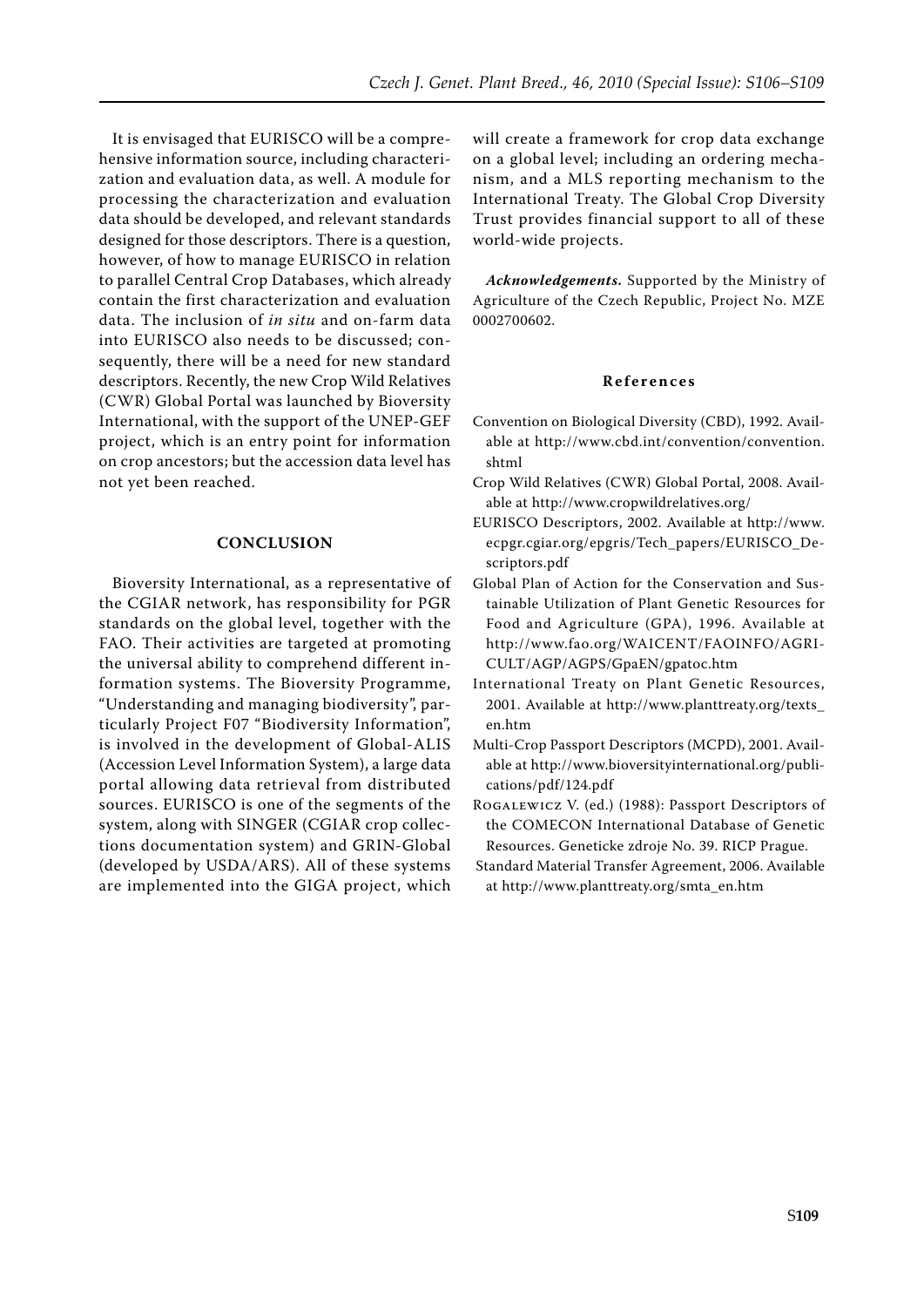It is envisaged that EURISCO will be a comprehensive information source, including characterization and evaluation data, as well. A module for processing the characterization and evaluation data should be developed, and relevant standards designed for those descriptors. There is a question, however, of how to manage EURISCO in relation to parallel Central Crop Databases, which already contain the first characterization and evaluation data. The inclusion of *in situ* and on-farm data into EURISCO also needs to be discussed; consequently, there will be a need for new standard descriptors. Recently, the new Crop Wild Relatives (CWR) Global Portal was launched by Bioversity International, with the support of the UNEP-GEF project, which is an entry point for information on crop ancestors; but the accession data level has not yet been reached.

## CONCLUSION

Bioversity International, as a representative of the CGIAR network, has responsibility for PGR standards on the global level, together with the FAO. Their activities are targeted at promoting the universal ability to comprehend different information systems. The Bioversity Programme, "Understanding and managing biodiversity", particularly Project F07 "Biodiversity Information", is involved in the development of Global-ALIS (Accession Level Information System), a large data portal allowing data retrieval from distributed sources. EURISCO is one of the segments of the system, along with SINGER (CGIAR crop collections documentation system) and GRIN-Global (developed by USDA/ARS). All of these systems are implemented into the GIGA project, which will create a framework for crop data exchange on a global level; including an ordering mechanism, and a MLS reporting mechanism to the International Treaty. The Global Crop Diversity Trust provides financial support to all of these world-wide projects.

***Acknowledgements.*** Supported by the Ministry of Agriculture of the Czech Republic, Project No. MZE 0002700602.

## References

Convention on Biological Diversity (CBD), 1992. Available at http://www.cbd.int/convention/convention.shtml

Crop Wild Relatives (CWR) Global Portal, 2008. Available at http://www.cropwildrelatives.org/

EURISCO Descriptors, 2002. Available at http://www.ecpgr.cgiar.org/epgris/Tech_papers/EURISCO_Descriptors.pdf

Global Plan of Action for the Conservation and Sustainable Utilization of Plant Genetic Resources for Food and Agriculture (GPA), 1996. Available at http://www.fao.org/WAICENT/FAOINFO/AGRICULT/AGP/AGPS/GpaEN/gpatoc.htm

International Treaty on Plant Genetic Resources, 2001. Available at http://www.planttreaty.org/texts_en.htm

Multi-Crop Passport Descriptors (MCPD), 2001. Available at http://www.bioversityinternational.org/publications/pdf/124.pdf

Rogalewicz V. (ed.) (1988): Passport Descriptors of the COMECON International Database of Genetic Resources. Geneticke zdroje No. 39. RICP Prague.

Standard Material Transfer Agreement, 2006. Available at http://www.planttreaty.org/smta_en.htm